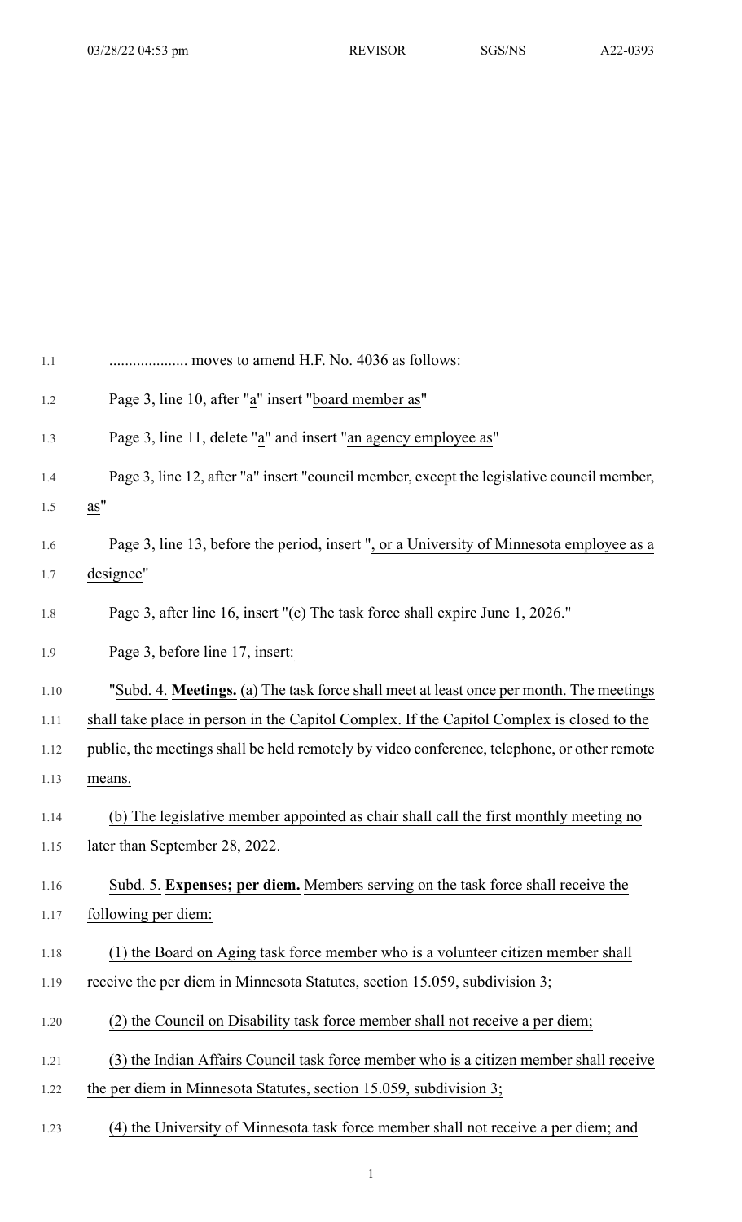.................... moves to amend H.F. No. 4036 as follows:

Page 3, line 10, after "a" insert "board member as"

Page 3, line 11, delete "a" and insert "an agency employee as"

Page 3, line 12, after "a" insert "council member, except the legislative council member, as"

Page 3, line 13, before the period, insert ", or a University of Minnesota employee as a designee"

Page 3, after line 16, insert "(c) The task force shall expire June 1, 2026."

Page 3, before line 17, insert:

"Subd. 4. **Meetings.** (a) The task force shall meet at least once per month. The meetings shall take place in person in the Capitol Complex. If the Capitol Complex is closed to the public, the meetings shall be held remotely by video conference, telephone, or other remote means.

(b) The legislative member appointed as chair shall call the first monthly meeting no later than September 28, 2022.

Subd. 5. **Expenses; per diem.** Members serving on the task force shall receive the following per diem:

(1) the Board on Aging task force member who is a volunteer citizen member shall receive the per diem in Minnesota Statutes, section 15.059, subdivision 3;

(2) the Council on Disability task force member shall not receive a per diem;

(3) the Indian Affairs Council task force member who is a citizen member shall receive the per diem in Minnesota Statutes, section 15.059, subdivision 3;

(4) the University of Minnesota task force member shall not receive a per diem; and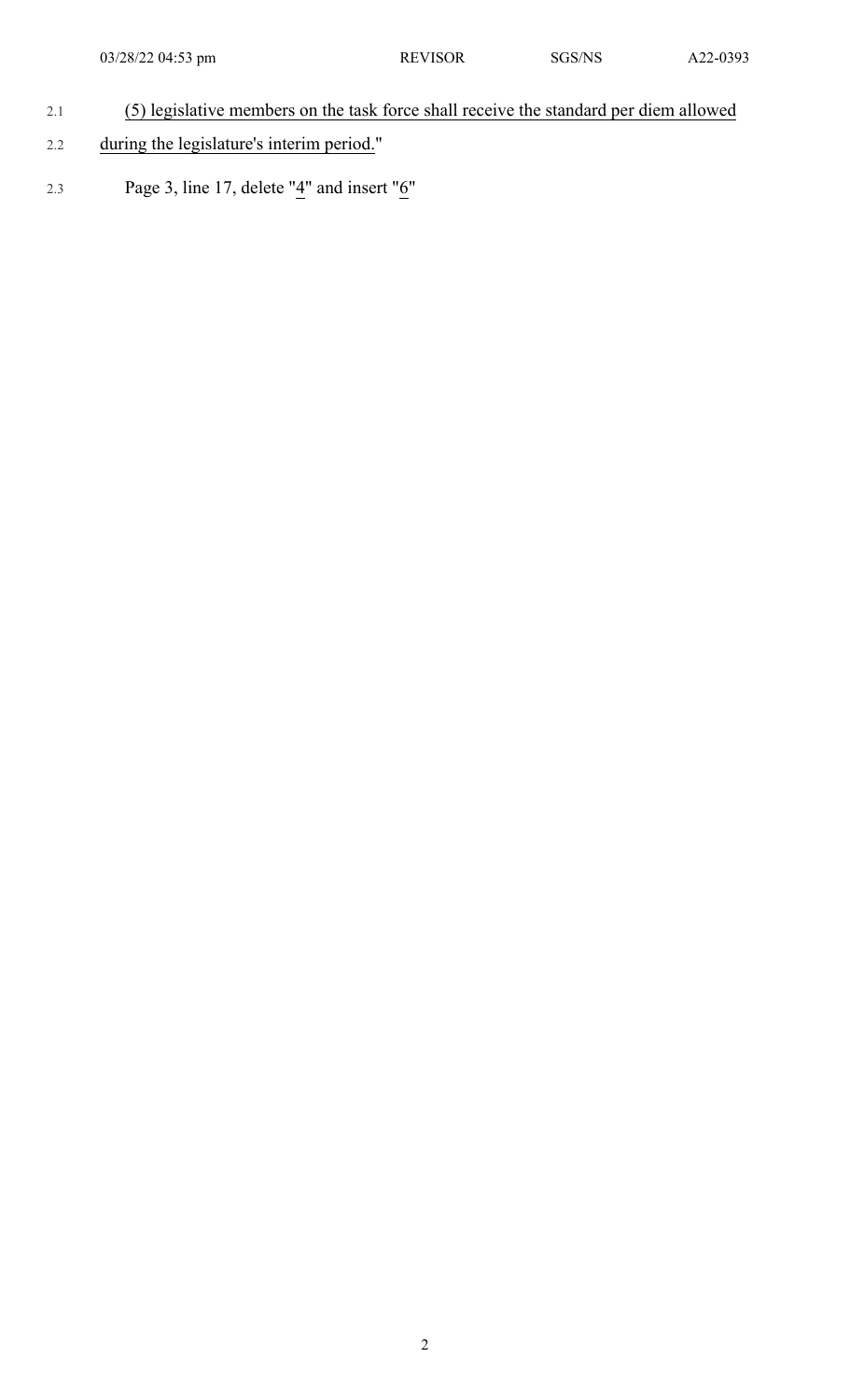(5) legislative members on the task force shall receive the standard per diem allowed during the legislature's interim period."

Page 3, line 17, delete "4" and insert "6"